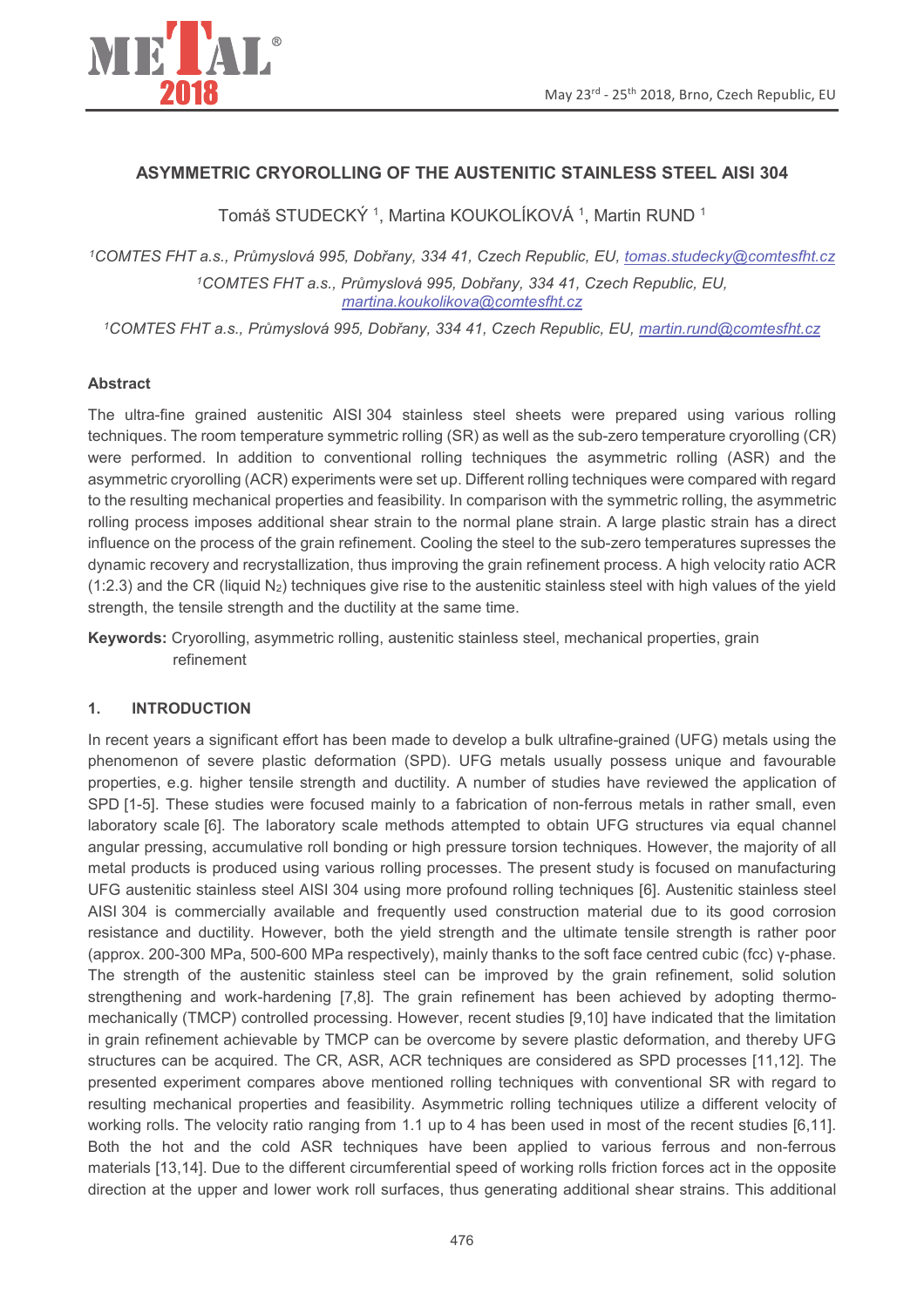# ASYMMETRIC CRYOROLLING OF THE AUSTENITIC STAINLESS STEEL AISI 304

Tomáš STUDECKÝ [1], Martina KOUKOLÍKOVÁ [1], Martin RUND [1]

[1]*COMTES FHT a.s., Průmyslová 995, Dobřany, 334 41, Czech Republic, EU, tomas.studecky@comtesfht.cz*

[1]*COMTES FHT a.s., Průmyslová 995, Dobřany, 334 41, Czech Republic, EU, martina.koukolikova@comtesfht.cz*

[1]*COMTES FHT a.s., Průmyslová 995, Dobřany, 334 41, Czech Republic, EU, martin.rund@comtesfht.cz*

## Abstract

The ultra-fine grained austenitic AISI 304 stainless steel sheets were prepared using various rolling techniques. The room temperature symmetric rolling (SR) as well as the sub-zero temperature cryorolling (CR) were performed. In addition to conventional rolling techniques the asymmetric rolling (ASR) and the asymmetric cryorolling (ACR) experiments were set up. Different rolling techniques were compared with regard to the resulting mechanical properties and feasibility. In comparison with the symmetric rolling, the asymmetric rolling process imposes additional shear strain to the normal plane strain. A large plastic strain has a direct influence on the process of the grain refinement. Cooling the steel to the sub-zero temperatures supresses the dynamic recovery and recrystallization, thus improving the grain refinement process. A high velocity ratio ACR (1:2.3) and the CR (liquid $N_2$) techniques give rise to the austenitic stainless steel with high values of the yield strength, the tensile strength and the ductility at the same time.

**Keywords:** Cryorolling, asymmetric rolling, austenitic stainless steel, mechanical properties, grain refinement

## 1. INTRODUCTION

In recent years a significant effort has been made to develop a bulk ultrafine-grained (UFG) metals using the phenomenon of severe plastic deformation (SPD). UFG metals usually possess unique and favourable properties, e.g. higher tensile strength and ductility. A number of studies have reviewed the application of SPD [1-5]. These studies were focused mainly to a fabrication of non-ferrous metals in rather small, even laboratory scale [6]. The laboratory scale methods attempted to obtain UFG structures via equal channel angular pressing, accumulative roll bonding or high pressure torsion techniques. However, the majority of all metal products is produced using various rolling processes. The present study is focused on manufacturing UFG austenitic stainless steel AISI 304 using more profound rolling techniques [6]. Austenitic stainless steel AISI 304 is commercially available and frequently used construction material due to its good corrosion resistance and ductility. However, both the yield strength and the ultimate tensile strength is rather poor (approx. 200-300 MPa, 500-600 MPa respectively), mainly thanks to the soft face centred cubic (fcc) γ-phase. The strength of the austenitic stainless steel can be improved by the grain refinement, solid solution strengthening and work-hardening [7,8]. The grain refinement has been achieved by adopting thermo-mechanically (TMCP) controlled processing. However, recent studies [9,10] have indicated that the limitation in grain refinement achievable by TMCP can be overcome by severe plastic deformation, and thereby UFG structures can be acquired. The CR, ASR, ACR techniques are considered as SPD processes [11,12]. The presented experiment compares above mentioned rolling techniques with conventional SR with regard to resulting mechanical properties and feasibility. Asymmetric rolling techniques utilize a different velocity of working rolls. The velocity ratio ranging from 1.1 up to 4 has been used in most of the recent studies [6,11]. Both the hot and the cold ASR techniques have been applied to various ferrous and non-ferrous materials [13,14]. Due to the different circumferential speed of working rolls friction forces act in the opposite direction at the upper and lower work roll surfaces, thus generating additional shear strains. This additional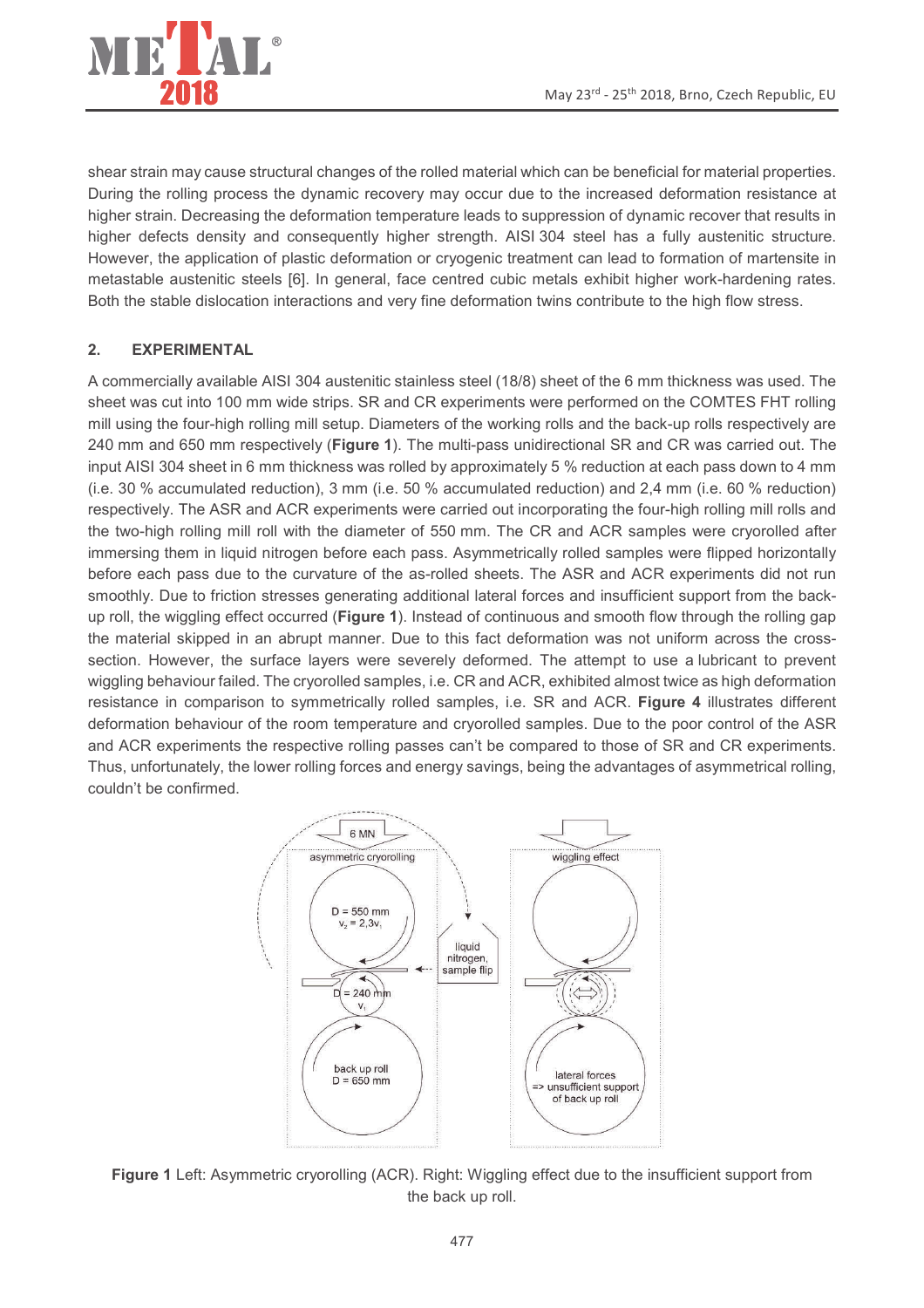shear strain may cause structural changes of the rolled material which can be beneficial for material properties. During the rolling process the dynamic recovery may occur due to the increased deformation resistance at higher strain. Decreasing the deformation temperature leads to suppression of dynamic recover that results in higher defects density and consequently higher strength. AISI 304 steel has a fully austenitic structure. However, the application of plastic deformation or cryogenic treatment can lead to formation of martensite in metastable austenitic steels [6]. In general, face centred cubic metals exhibit higher work-hardening rates. Both the stable dislocation interactions and very fine deformation twins contribute to the high flow stress.

## 2. EXPERIMENTAL

A commercially available AISI 304 austenitic stainless steel (18/8) sheet of the 6 mm thickness was used. The sheet was cut into 100 mm wide strips. SR and CR experiments were performed on the COMTES FHT rolling mill using the four-high rolling mill setup. Diameters of the working rolls and the back-up rolls respectively are 240 mm and 650 mm respectively (**Figure 1**). The multi-pass unidirectional SR and CR was carried out. The input AISI 304 sheet in 6 mm thickness was rolled by approximately 5 % reduction at each pass down to 4 mm (i.e. 30 % accumulated reduction), 3 mm (i.e. 50 % accumulated reduction) and 2,4 mm (i.e. 60 % reduction) respectively. The ASR and ACR experiments were carried out incorporating the four-high rolling mill rolls and the two-high rolling mill roll with the diameter of 550 mm. The CR and ACR samples were cryorolled after immersing them in liquid nitrogen before each pass. Asymmetrically rolled samples were flipped horizontally before each pass due to the curvature of the as-rolled sheets. The ASR and ACR experiments did not run smoothly. Due to friction stresses generating additional lateral forces and insufficient support from the back-up roll, the wiggling effect occurred (**Figure 1**). Instead of continuous and smooth flow through the rolling gap the material skipped in an abrupt manner. Due to this fact deformation was not uniform across the cross-section. However, the surface layers were severely deformed. The attempt to use a lubricant to prevent wiggling behaviour failed. The cryorolled samples, i.e. CR and ACR, exhibited almost twice as high deformation resistance in comparison to symmetrically rolled samples, i.e. SR and ACR. **Figure 4** illustrates different deformation behaviour of the room temperature and cryorolled samples. Due to the poor control of the ASR and ACR experiments the respective rolling passes can't be compared to those of SR and CR experiments. Thus, unfortunately, the lower rolling forces and energy savings, being the advantages of asymmetrical rolling, couldn't be confirmed.

**Figure 1** Left: Asymmetric cryorolling (ACR). Right: Wiggling effect due to the insufficient support from the back up roll.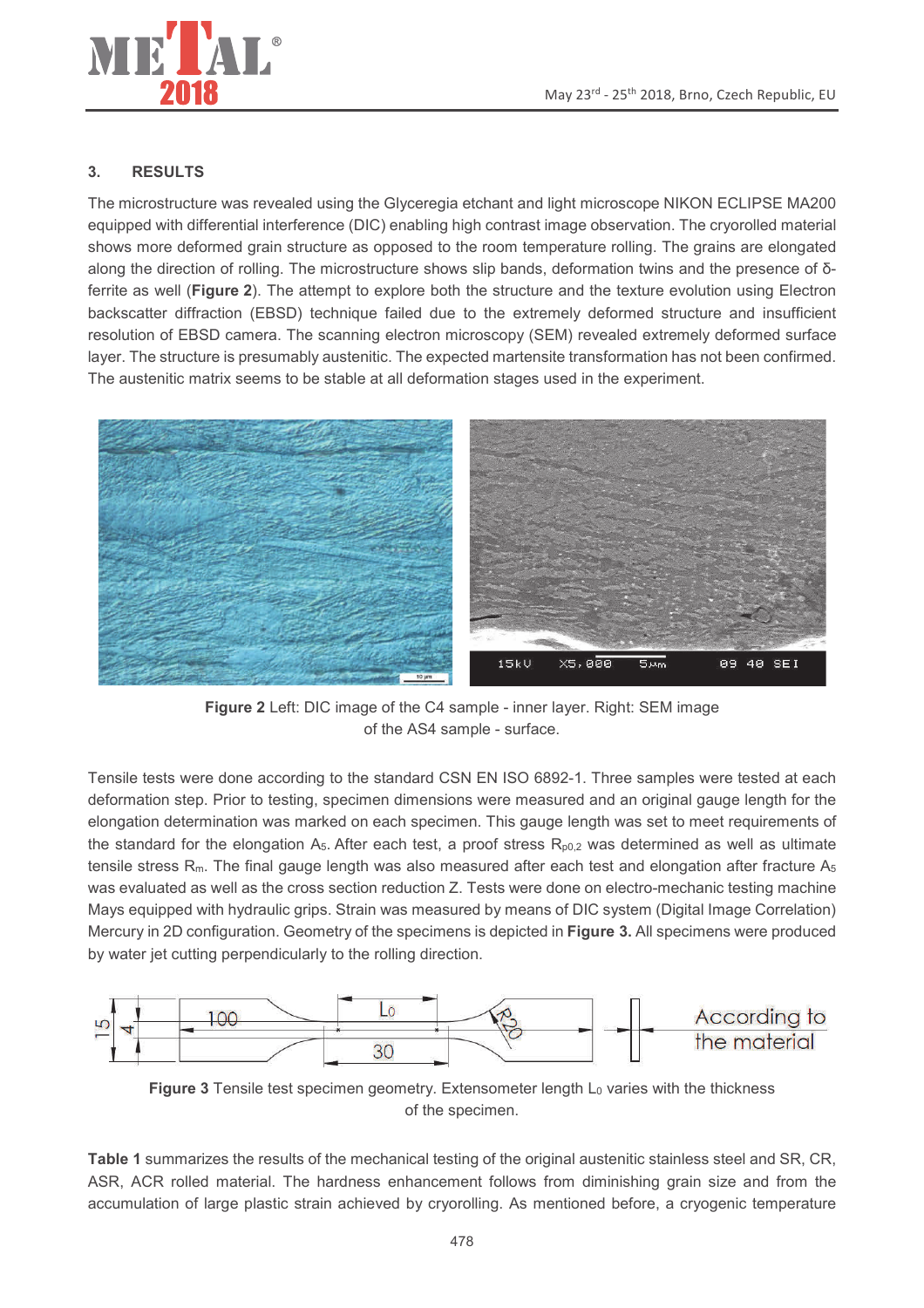## 3. RESULTS

The microstructure was revealed using the Glyceregia etchant and light microscope NIKON ECLIPSE MA200 equipped with differential interference (DIC) enabling high contrast image observation. The cryorolled material shows more deformed grain structure as opposed to the room temperature rolling. The grains are elongated along the direction of rolling. The microstructure shows slip bands, deformation twins and the presence of δ-ferrite as well (**Figure 2**). The attempt to explore both the structure and the texture evolution using Electron backscatter diffraction (EBSD) technique failed due to the extremely deformed structure and insufficient resolution of EBSD camera. The scanning electron microscopy (SEM) revealed extremely deformed surface layer. The structure is presumably austenitic. The expected martensite transformation has not been confirmed. The austenitic matrix seems to be stable at all deformation stages used in the experiment.

**Figure 2** Left: DIC image of the C4 sample - inner layer. Right: SEM image of the AS4 sample - surface.

Tensile tests were done according to the standard CSN EN ISO 6892-1. Three samples were tested at each deformation step. Prior to testing, specimen dimensions were measured and an original gauge length for the elongation determination was marked on each specimen. This gauge length was set to meet requirements of the standard for the elongation $A_5$. After each test, a proof stress $R_{p0,2}$ was determined as well as ultimate tensile stress $R_m$. The final gauge length was also measured after each test and elongation after fracture $A_5$ was evaluated as well as the cross section reduction Z. Tests were done on electro-mechanic testing machine Mays equipped with hydraulic grips. Strain was measured by means of DIC system (Digital Image Correlation) Mercury in 2D configuration. Geometry of the specimens is depicted in **Figure 3.** All specimens were produced by water jet cutting perpendicularly to the rolling direction.

**Figure 3** Tensile test specimen geometry. Extensometer length $L_0$ varies with the thickness of the specimen.

**Table 1** summarizes the results of the mechanical testing of the original austenitic stainless steel and SR, CR, ASR, ACR rolled material. The hardness enhancement follows from diminishing grain size and from the accumulation of large plastic strain achieved by cryorolling. As mentioned before, a cryogenic temperature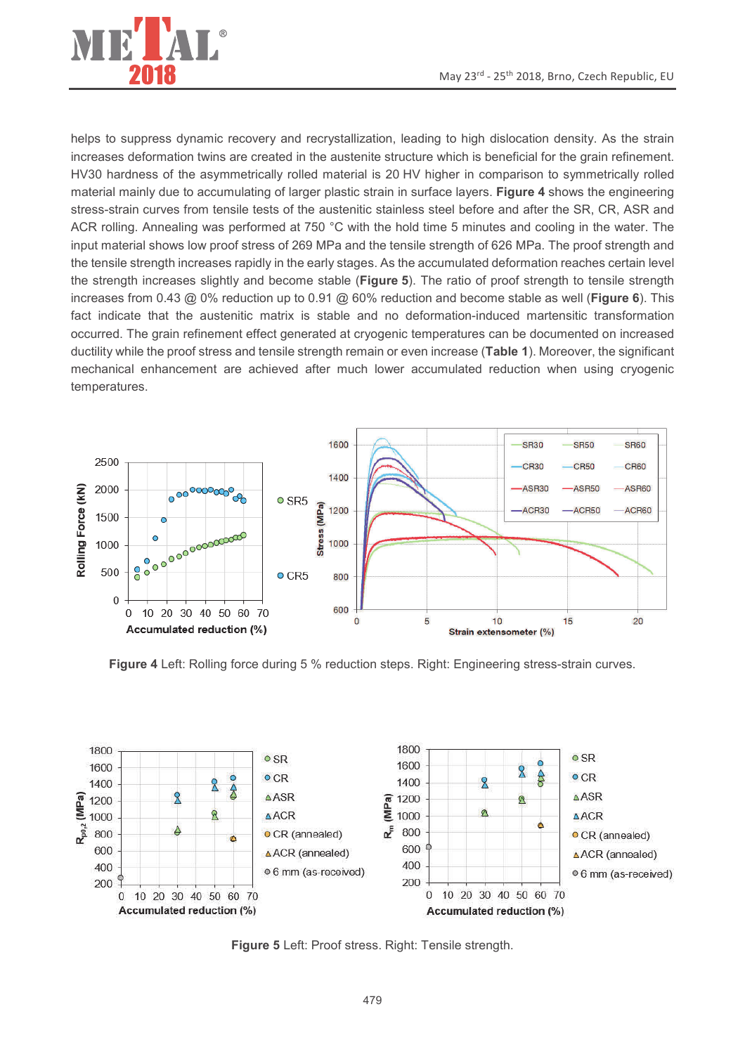helps to suppress dynamic recovery and recrystallization, leading to high dislocation density. As the strain increases deformation twins are created in the austenite structure which is beneficial for the grain refinement. HV30 hardness of the asymmetrically rolled material is 20 HV higher in comparison to symmetrically rolled material mainly due to accumulating of larger plastic strain in surface layers. **Figure 4** shows the engineering stress-strain curves from tensile tests of the austenitic stainless steel before and after the SR, CR, ASR and ACR rolling. Annealing was performed at 750 °C with the hold time 5 minutes and cooling in the water. The input material shows low proof stress of 269 MPa and the tensile strength of 626 MPa. The proof strength and the tensile strength increases rapidly in the early stages. As the accumulated deformation reaches certain level the strength increases slightly and become stable (**Figure 5**). The ratio of proof strength to tensile strength increases from 0.43 @ 0% reduction up to 0.91 @ 60% reduction and become stable as well (**Figure 6**). This fact indicate that the austenitic matrix is stable and no deformation-induced martensitic transformation occurred. The grain refinement effect generated at cryogenic temperatures can be documented on increased ductility while the proof stress and tensile strength remain or even increase (**Table 1**). Moreover, the significant mechanical enhancement are achieved after much lower accumulated reduction when using cryogenic temperatures.

**Figure 4** Left: Rolling force during 5 % reduction steps. Right: Engineering stress-strain curves.

**Figure 5** Left: Proof stress. Right: Tensile strength.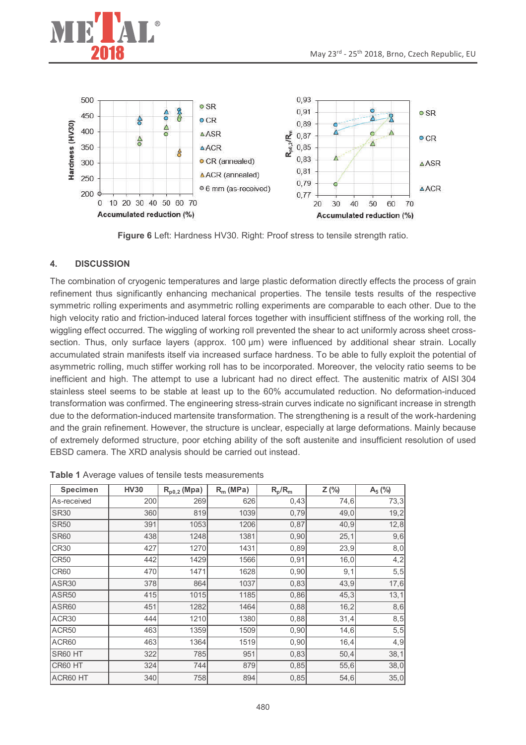**Figure 6** Left: Hardness HV30. Right: Proof stress to tensile strength ratio.

## 4. DISCUSSION

The combination of cryogenic temperatures and large plastic deformation directly effects the process of grain refinement thus significantly enhancing mechanical properties. The tensile tests results of the respective symmetric rolling experiments and asymmetric rolling experiments are comparable to each other. Due to the high velocity ratio and friction-induced lateral forces together with insufficient stiffness of the working roll, the wiggling effect occurred. The wiggling of working roll prevented the shear to act uniformly across sheet cross-section. Thus, only surface layers (approx. 100 µm) were influenced by additional shear strain. Locally accumulated strain manifests itself via increased surface hardness. To be able to fully exploit the potential of asymmetric rolling, much stiffer working roll has to be incorporated. Moreover, the velocity ratio seems to be inefficient and high. The attempt to use a lubricant had no direct effect. The austenitic matrix of AISI 304 stainless steel seems to be stable at least up to the 60% accumulated reduction. No deformation-induced transformation was confirmed. The engineering stress-strain curves indicate no significant increase in strength due to the deformation-induced martensite transformation. The strengthening is a result of the work-hardening and the grain refinement. However, the structure is unclear, especially at large deformations. Mainly because of extremely deformed structure, poor etching ability of the soft austenite and insufficient resolution of used EBSD camera. The XRD analysis should be carried out instead.

**Table 1** Average values of tensile tests measurements

| Specimen | HV30 | $R_{p0,2}$ (Mpa) | $R_m$ (MPa) | $R_p/R_m$ | Z (%) | $A_5$ (%) |
|---|---|---|---|---|---|---|
| As-received | 200 | 269 | 626 | 0,43 | 74,6 | 73,3 |
| SR30 | 360 | 819 | 1039 | 0,79 | 49,0 | 19,2 |
| SR50 | 391 | 1053 | 1206 | 0,87 | 40,9 | 12,8 |
| SR60 | 438 | 1248 | 1381 | 0,90 | 25,1 | 9,6 |
| CR30 | 427 | 1270 | 1431 | 0,89 | 23,9 | 8,0 |
| CR50 | 442 | 1429 | 1566 | 0,91 | 16,0 | 4,2 |
| CR60 | 470 | 1471 | 1628 | 0,90 | 9,1 | 5,5 |
| ASR30 | 378 | 864 | 1037 | 0,83 | 43,9 | 17,6 |
| ASR50 | 415 | 1015 | 1185 | 0,86 | 45,3 | 13,1 |
| ASR60 | 451 | 1282 | 1464 | 0,88 | 16,2 | 8,6 |
| ACR30 | 444 | 1210 | 1380 | 0,88 | 31,4 | 8,5 |
| ACR50 | 463 | 1359 | 1509 | 0,90 | 14,6 | 5,5 |
| ACR60 | 463 | 1364 | 1519 | 0,90 | 16,4 | 4,9 |
| SR60 HT | 322 | 785 | 951 | 0,83 | 50,4 | 38,1 |
| CR60 HT | 324 | 744 | 879 | 0,85 | 55,6 | 38,0 |
| ACR60 HT | 340 | 758 | 894 | 0,85 | 54,6 | 35,0 |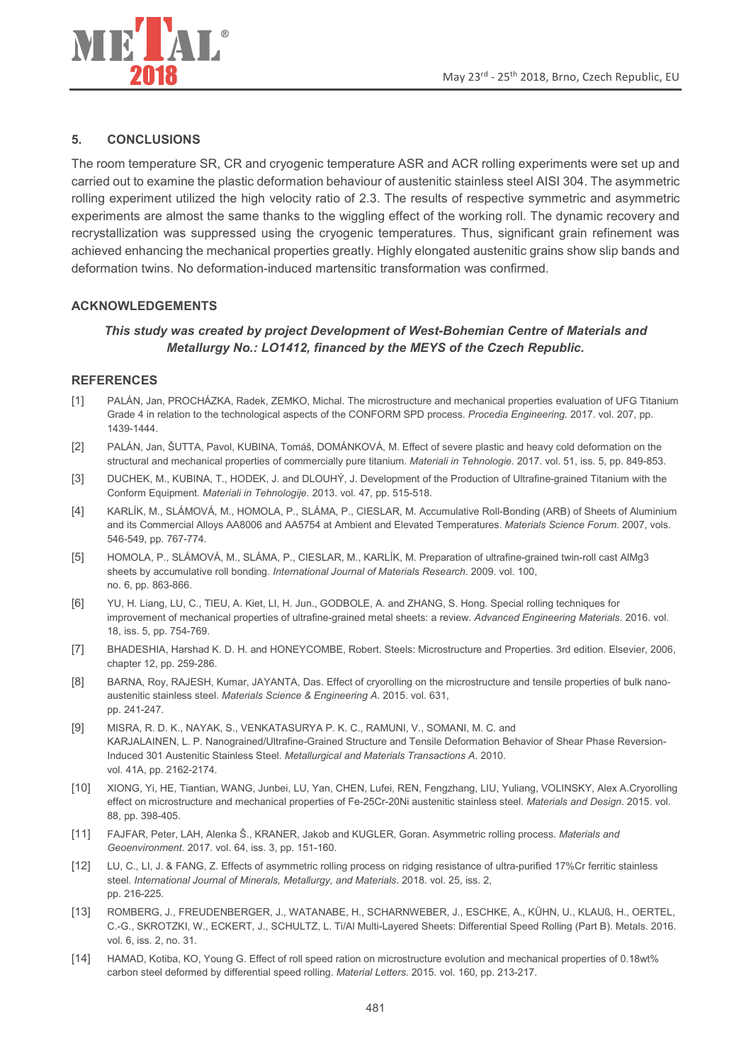## 5. CONCLUSIONS

The room temperature SR, CR and cryogenic temperature ASR and ACR rolling experiments were set up and carried out to examine the plastic deformation behaviour of austenitic stainless steel AISI 304. The asymmetric rolling experiment utilized the high velocity ratio of 2.3. The results of respective symmetric and asymmetric experiments are almost the same thanks to the wiggling effect of the working roll. The dynamic recovery and recrystallization was suppressed using the cryogenic temperatures. Thus, significant grain refinement was achieved enhancing the mechanical properties greatly. Highly elongated austenitic grains show slip bands and deformation twins. No deformation-induced martensitic transformation was confirmed.

### ACKNOWLEDGEMENTS

***This study was created by project Development of West-Bohemian Centre of Materials and Metallurgy No.: LO1412, financed by the MEYS of the Czech Republic.***

### REFERENCES

[1] PALÁN, Jan, PROCHÁZKA, Radek, ZEMKO, Michal. The microstructure and mechanical properties evaluation of UFG Titanium Grade 4 in relation to the technological aspects of the CONFORM SPD process. *Procedia Engineering*. 2017. vol. 207, pp. 1439-1444.

[2] PALÁN, Jan, ŠUTTA, Pavol, KUBINA, Tomáš, DOMÁNKOVÁ, M. Effect of severe plastic and heavy cold deformation on the structural and mechanical properties of commercially pure titanium. *Materiali in Tehnologie*. 2017. vol. 51, iss. 5, pp. 849-853.

[3] DUCHEK, M., KUBINA, T., HODEK, J. and DLOUHÝ, J. Development of the Production of Ultrafine-grained Titanium with the Conform Equipment. *Materiali in Tehnologije*. 2013. vol. 47, pp. 515-518.

[4] KARLÍK, M., SLÁMOVÁ, M., HOMOLA, P., SLÁMA, P., CIESLAR, M. Accumulative Roll-Bonding (ARB) of Sheets of Aluminium and its Commercial Alloys AA8006 and AA5754 at Ambient and Elevated Temperatures. *Materials Science Forum*. 2007, vols. 546-549, pp. 767-774.

[5] HOMOLA, P., SLÁMOVÁ, M., SLÁMA, P., CIESLAR, M., KARLÍK, M. Preparation of ultrafine-grained twin-roll cast AlMg3 sheets by accumulative roll bonding. *International Journal of Materials Research*. 2009. vol. 100, no. 6, pp. 863-866.

[6] YU, H. Liang, LU, C., TIEU, A. Kiet, LI, H. Jun., GODBOLE, A. and ZHANG, S. Hong. Special rolling techniques for improvement of mechanical properties of ultrafine-grained metal sheets: a review. *Advanced Engineering Materials*. 2016. vol. 18, iss. 5, pp. 754-769.

[7] BHADESHIA, Harshad K. D. H. and HONEYCOMBE, Robert. Steels: Microstructure and Properties. 3rd edition. Elsevier, 2006, chapter 12, pp. 259-286.

[8] BARNA, Roy, RAJESH, Kumar, JAYANTA, Das. Effect of cryorolling on the microstructure and tensile properties of bulk nano-austenitic stainless steel. *Materials Science & Engineering A*. 2015. vol. 631, pp. 241-247.

[9] MISRA, R. D. K., NAYAK, S., VENKATASURYA P. K. C., RAMUNI, V., SOMANI, M. C. and KARJALAINEN, L. P. Nanograined/Ultrafine-Grained Structure and Tensile Deformation Behavior of Shear Phase Reversion-Induced 301 Austenitic Stainless Steel. *Metallurgical and Materials Transactions A*. 2010. vol. 41A, pp. 2162-2174.

[10] XIONG, Yi, HE, Tiantian, WANG, Junbei, LU, Yan, CHEN, Lufei, REN, Fengzhang, LIU, Yuliang, VOLINSKY, Alex A.Cryorolling effect on microstructure and mechanical properties of Fe-25Cr-20Ni austenitic stainless steel. *Materials and Design*. 2015. vol. 88, pp. 398-405.

[11] FAJFAR, Peter, LAH, Alenka Š., KRANER, Jakob and KUGLER, Goran. Asymmetric rolling process. *Materials and Geoenvironment*. 2017. vol. 64, iss. 3, pp. 151-160.

[12] LU, C., LI, J. & FANG, Z. Effects of asymmetric rolling process on ridging resistance of ultra-purified 17%Cr ferritic stainless steel. *International Journal of Minerals, Metallurgy, and Materials*. 2018. vol. 25, iss. 2, pp. 216-225.

[13] ROMBERG, J., FREUDENBERGER, J., WATANABE, H., SCHARNWEBER, J., ESCHKE, A., KÜHN, U., KLAUß, H., OERTEL, C.-G., SKROTZKI, W., ECKERT, J., SCHULTZ, L. Ti/Al Multi-Layered Sheets: Differential Speed Rolling (Part B). Metals. 2016. vol. 6, iss. 2, no. 31.

[14] HAMAD, Kotiba, KO, Young G. Effect of roll speed ration on microstructure evolution and mechanical properties of 0.18wt% carbon steel deformed by differential speed rolling. *Material Letters*. 2015. vol. 160, pp. 213-217.